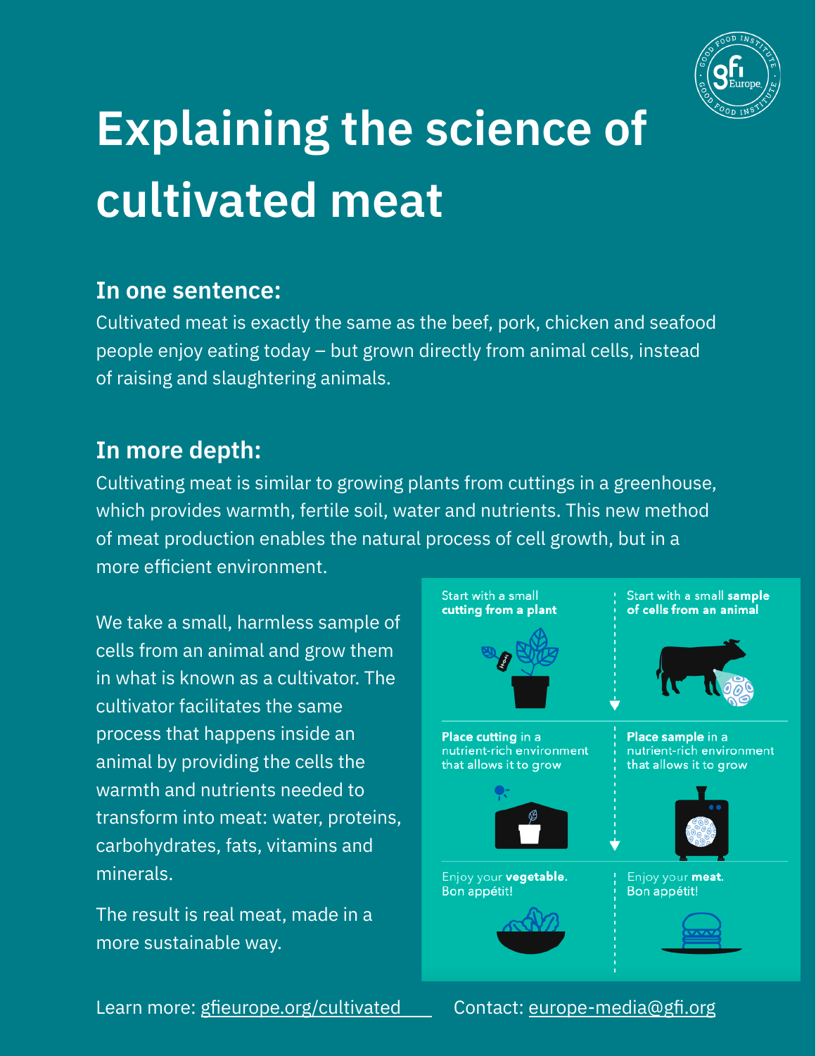# Explaining the science of cultivated meat

## In one sentence:

Cultivated meat is exactly the same as the beef, pork, chicken and seafood people enjoy eating today – but grown directly from animal cells, instead of raising and slaughtering animals.

## In more depth:

Cultivating meat is similar to growing plants from cuttings in a greenhouse, which provides warmth, fertile soil, water and nutrients. This new method of meat production enables the natural process of cell growth, but in a more efficient environment.

We take a small, harmless sample of cells from an animal and grow them in what is known as a cultivator. The cultivator facilitates the same process that happens inside an animal by providing the cells the warmth and nutrients needed to transform into meat: water, proteins, carbohydrates, fats, vitamins and minerals.

The result is real meat, made in a more sustainable way.

| Plant | Animal |
|---|---|
| Start with a small **cutting from a plant** | Start with a small **sample of cells from an animal** |
| **Place cutting** in a nutrient-rich environment that allows it to grow | **Place sample** in a nutrient-rich environment that allows it to grow |
| Enjoy your **vegetable**. Bon appétit! | Enjoy your **meat**. Bon appétit! |

Learn more: gfieurope.org/cultivated

Contact: europe-media@gfi.org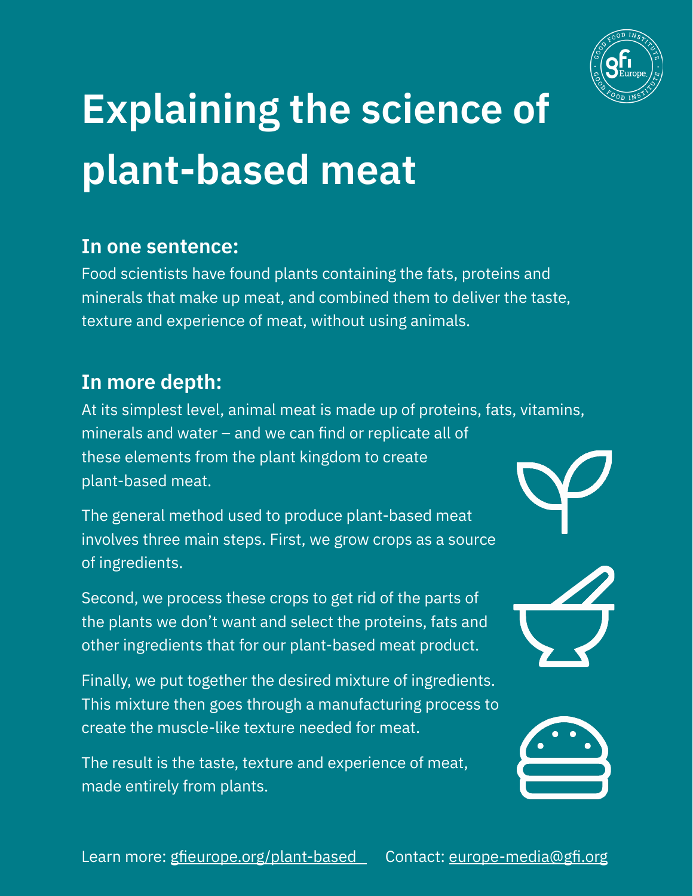# Explaining the science of plant-based meat

### In one sentence:

Food scientists have found plants containing the fats, proteins and minerals that make up meat, and combined them to deliver the taste, texture and experience of meat, without using animals.

### In more depth:

At its simplest level, animal meat is made up of proteins, fats, vitamins, minerals and water – and we can find or replicate all of these elements from the plant kingdom to create plant-based meat.

The general method used to produce plant-based meat involves three main steps. First, we grow crops as a source of ingredients.

Second, we process these crops to get rid of the parts of the plants we don't want and select the proteins, fats and other ingredients that for our plant-based meat product.

Finally, we put together the desired mixture of ingredients. This mixture then goes through a manufacturing process to create the muscle-like texture needed for meat.

The result is the taste, texture and experience of meat, made entirely from plants.

Learn more: gfieurope.org/plant-based Contact: europe-media@gfi.org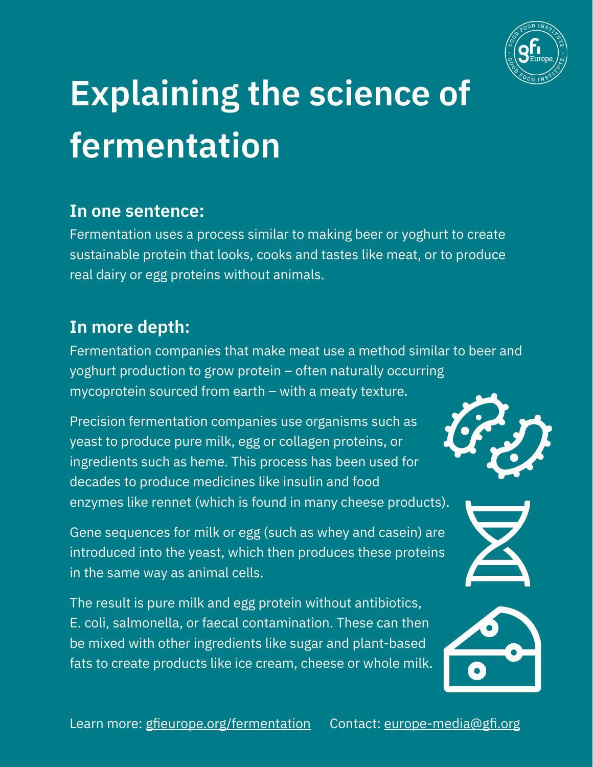# Explaining the science of fermentation

## In one sentence:

Fermentation uses a process similar to making beer or yoghurt to create sustainable protein that looks, cooks and tastes like meat, or to produce real dairy or egg proteins without animals.

## In more depth:

Fermentation companies that make meat use a method similar to beer and yoghurt production to grow protein – often naturally occurring mycoprotein sourced from earth – with a meaty texture.

Precision fermentation companies use organisms such as yeast to produce pure milk, egg or collagen proteins, or ingredients such as heme. This process has been used for decades to produce medicines like insulin and food enzymes like rennet (which is found in many cheese products).

Gene sequences for milk or egg (such as whey and casein) are introduced into the yeast, which then produces these proteins in the same way as animal cells.

The result is pure milk and egg protein without antibiotics, E. coli, salmonella, or faecal contamination. These can then be mixed with other ingredients like sugar and plant-based fats to create products like ice cream, cheese or whole milk.

Learn more: gfieurope.org/fermentation    Contact: europe-media@gfi.org